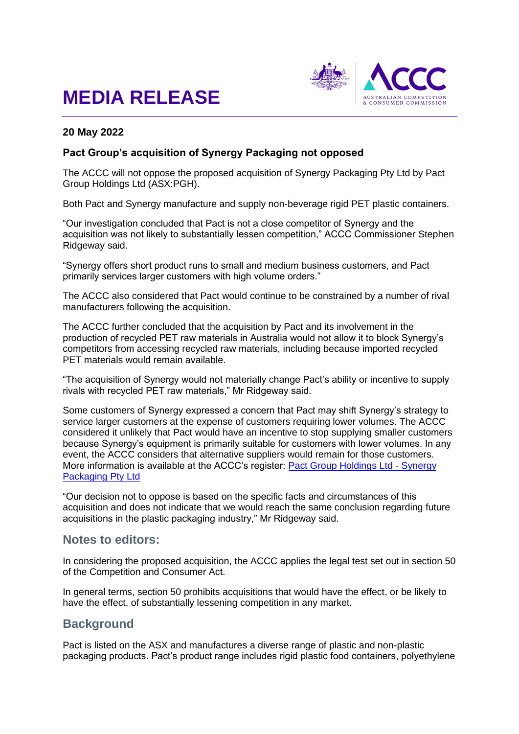# MEDIA RELEASE

**20 May 2022**

**Pact Group's acquisition of Synergy Packaging not opposed**

The ACCC will not oppose the proposed acquisition of Synergy Packaging Pty Ltd by Pact Group Holdings Ltd (ASX:PGH).

Both Pact and Synergy manufacture and supply non-beverage rigid PET plastic containers.

"Our investigation concluded that Pact is not a close competitor of Synergy and the acquisition was not likely to substantially lessen competition," ACCC Commissioner Stephen Ridgeway said.

"Synergy offers short product runs to small and medium business customers, and Pact primarily services larger customers with high volume orders."

The ACCC also considered that Pact would continue to be constrained by a number of rival manufacturers following the acquisition.

The ACCC further concluded that the acquisition by Pact and its involvement in the production of recycled PET raw materials in Australia would not allow it to block Synergy's competitors from accessing recycled raw materials, including because imported recycled PET materials would remain available.

"The acquisition of Synergy would not materially change Pact's ability or incentive to supply rivals with recycled PET raw materials," Mr Ridgeway said.

Some customers of Synergy expressed a concern that Pact may shift Synergy's strategy to service larger customers at the expense of customers requiring lower volumes. The ACCC considered it unlikely that Pact would have an incentive to stop supplying smaller customers because Synergy's equipment is primarily suitable for customers with lower volumes. In any event, the ACCC considers that alternative suppliers would remain for those customers. More information is available at the ACCC's register: Pact Group Holdings Ltd - Synergy Packaging Pty Ltd

"Our decision not to oppose is based on the specific facts and circumstances of this acquisition and does not indicate that we would reach the same conclusion regarding future acquisitions in the plastic packaging industry," Mr Ridgeway said.

## Notes to editors:

In considering the proposed acquisition, the ACCC applies the legal test set out in section 50 of the Competition and Consumer Act.

In general terms, section 50 prohibits acquisitions that would have the effect, or be likely to have the effect, of substantially lessening competition in any market.

## Background

Pact is listed on the ASX and manufactures a diverse range of plastic and non-plastic packaging products. Pact's product range includes rigid plastic food containers, polyethylene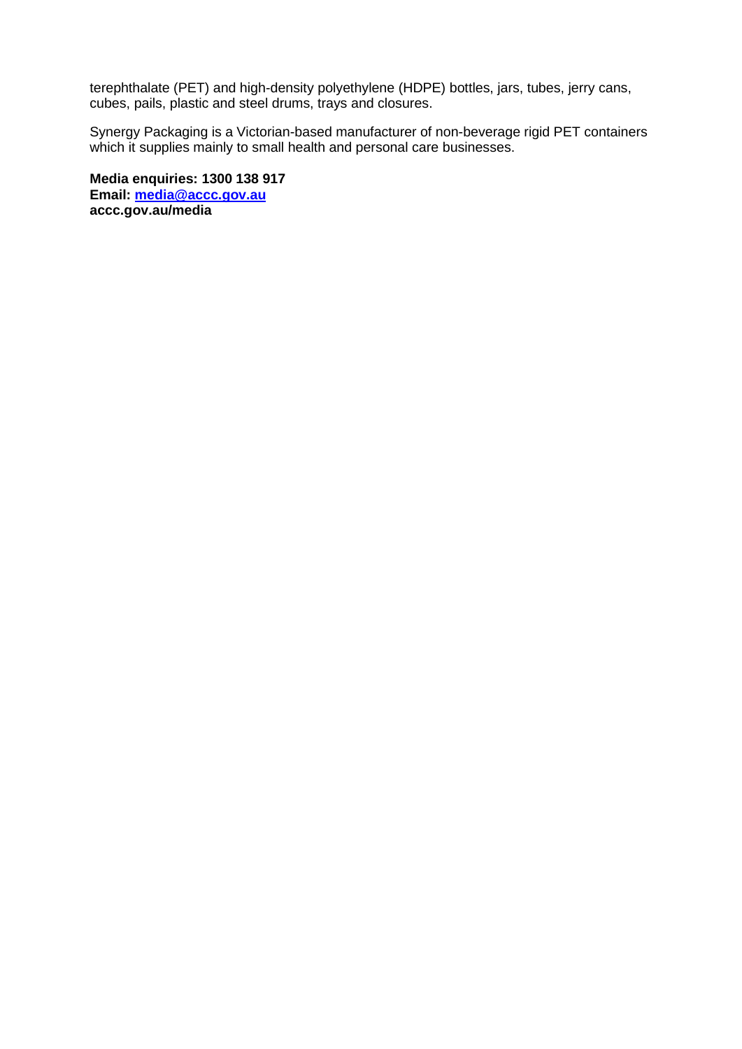terephthalate (PET) and high-density polyethylene (HDPE) bottles, jars, tubes, jerry cans, cubes, pails, plastic and steel drums, trays and closures.

Synergy Packaging is a Victorian-based manufacturer of non-beverage rigid PET containers which it supplies mainly to small health and personal care businesses.

**Media enquiries: 1300 138 917**
**Email: [media@accc.gov.au](mailto:media@accc.gov.au)**
**accc.gov.au/media**